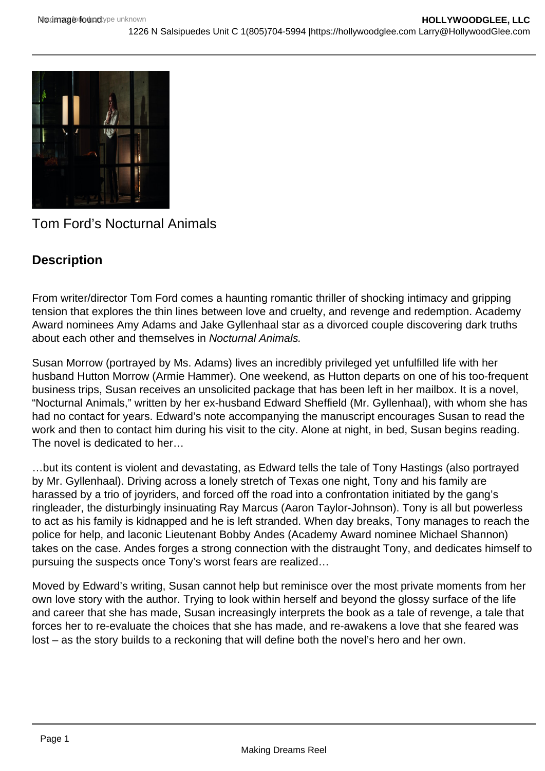Tom Ford's Nocturnal Animals

## Description

From writer/director Tom Ford comes a haunting romantic thriller of shocking intimacy and gripping tension that explores the thin lines between love and cruelty, and revenge and redemption. Academy Award nominees Amy Adams and Jake Gyllenhaal star as a divorced couple discovering dark truths about each other and themselves in *Nocturnal Animals.*

Susan Morrow (portrayed by Ms. Adams) lives an incredibly privileged yet unfulfilled life with her husband Hutton Morrow (Armie Hammer). One weekend, as Hutton departs on one of his too-frequent business trips, Susan receives an unsolicited package that has been left in her mailbox. It is a novel, "Nocturnal Animals," written by her ex-husband Edward Sheffield (Mr. Gyllenhaal), with whom she has had no contact for years. Edward's note accompanying the manuscript encourages Susan to read the work and then to contact him during his visit to the city. Alone at night, in bed, Susan begins reading. The novel is dedicated to her…

…but its content is violent and devastating, as Edward tells the tale of Tony Hastings (also portrayed by Mr. Gyllenhaal). Driving across a lonely stretch of Texas one night, Tony and his family are harassed by a trio of joyriders, and forced off the road into a confrontation initiated by the gang's ringleader, the disturbingly insinuating Ray Marcus (Aaron Taylor-Johnson). Tony is all but powerless to act as his family is kidnapped and he is left stranded. When day breaks, Tony manages to reach the police for help, and laconic Lieutenant Bobby Andes (Academy Award nominee Michael Shannon) takes on the case. Andes forges a strong connection with the distraught Tony, and dedicates himself to pursuing the suspects once Tony's worst fears are realized…

Moved by Edward's writing, Susan cannot help but reminisce over the most private moments from her own love story with the author. Trying to look within herself and beyond the glossy surface of the life and career that she has made, Susan increasingly interprets the book as a tale of revenge, a tale that forces her to re-evaluate the choices that she has made, and re-awakens a love that she feared was lost – as the story builds to a reckoning that will define both the novel's hero and her own.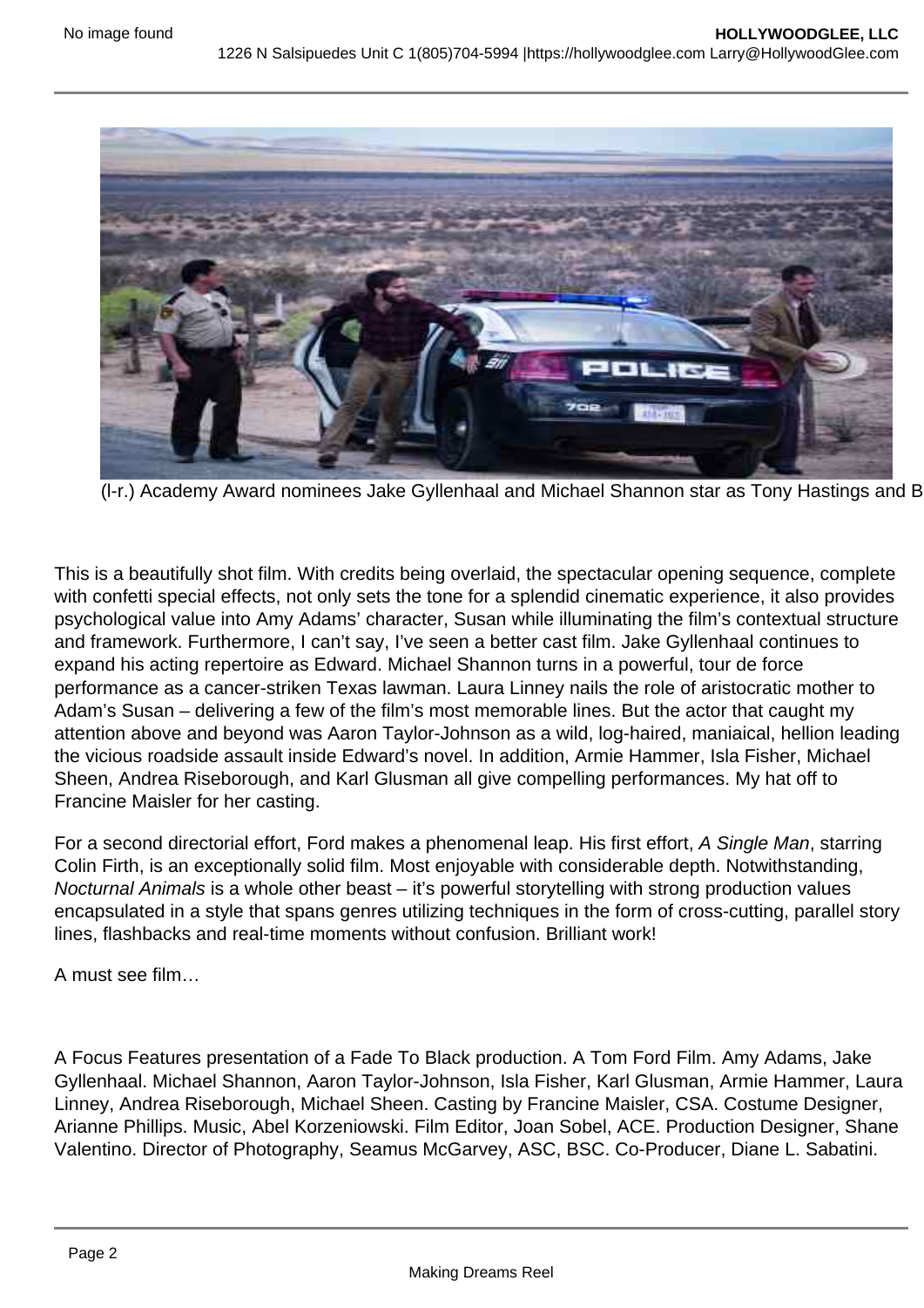(l-r.) Academy Award nominees Jake Gyllenhaal and Michael Shannon star as Tony Hastings and B

This is a beautifully shot film. With credits being overlaid, the spectacular opening sequence, complete with confetti special effects, not only sets the tone for a splendid cinematic experience, it also provides psychological value into Amy Adams' character, Susan while illuminating the film's contextual structure and framework. Furthermore, I can't say, I've seen a better cast film. Jake Gyllenhaal continues to expand his acting repertoire as Edward. Michael Shannon turns in a powerful, tour de force performance as a cancer-striken Texas lawman. Laura Linney nails the role of aristocratic mother to Adam's Susan – delivering a few of the film's most memorable lines. But the actor that caught my attention above and beyond was Aaron Taylor-Johnson as a wild, log-haired, maniaical, hellion leading the vicious roadside assault inside Edward's novel. In addition, Armie Hammer, Isla Fisher, Michael Sheen, Andrea Riseborough, and Karl Glusman all give compelling performances. My hat off to Francine Maisler for her casting.

For a second directorial effort, Ford makes a phenomenal leap. His first effort, *A Single Man*, starring Colin Firth, is an exceptionally solid film. Most enjoyable with considerable depth. Notwithstanding, *Nocturnal Animals* is a whole other beast – it's powerful storytelling with strong production values encapsulated in a style that spans genres utilizing techniques in the form of cross-cutting, parallel story lines, flashbacks and real-time moments without confusion. Brilliant work!

A must see film…

A Focus Features presentation of a Fade To Black production. A Tom Ford Film. Amy Adams, Jake Gyllenhaal. Michael Shannon, Aaron Taylor-Johnson, Isla Fisher, Karl Glusman, Armie Hammer, Laura Linney, Andrea Riseborough, Michael Sheen. Casting by Francine Maisler, CSA. Costume Designer, Arianne Phillips. Music, Abel Korzeniowski. Film Editor, Joan Sobel, ACE. Production Designer, Shane Valentino. Director of Photography, Seamus McGarvey, ASC, BSC. Co-Producer, Diane L. Sabatini.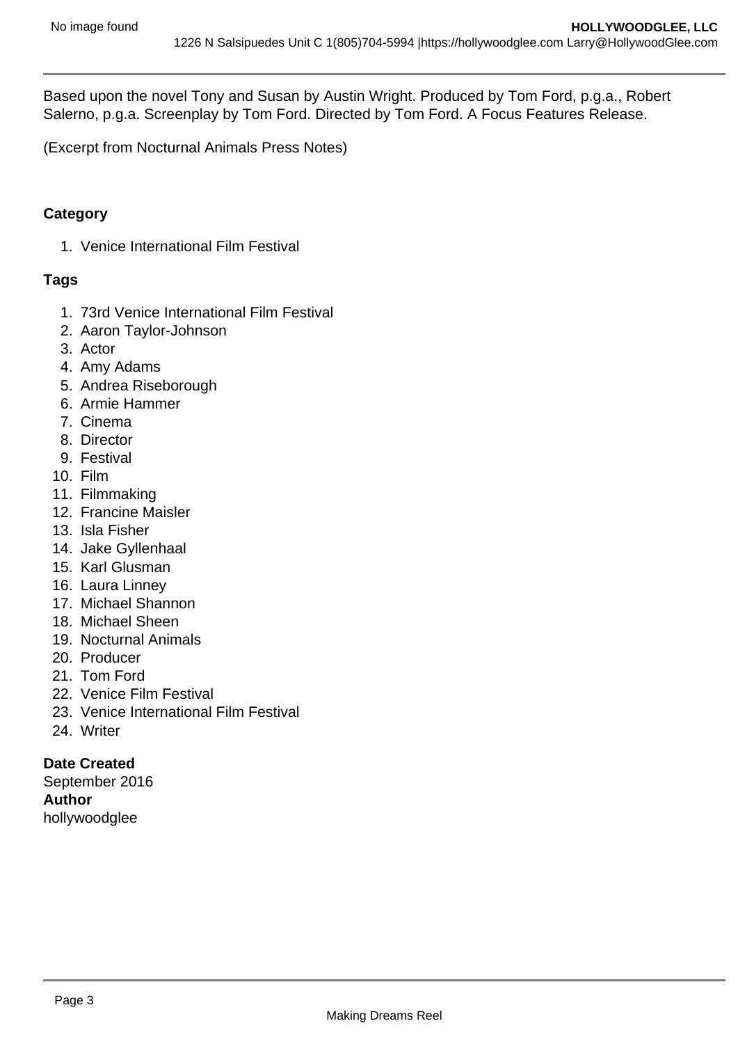Based upon the novel Tony and Susan by Austin Wright. Produced by Tom Ford, p.g.a., Robert Salerno, p.g.a. Screenplay by Tom Ford. Directed by Tom Ford. A Focus Features Release.

(Excerpt from Nocturnal Animals Press Notes)

**Category**

1. Venice International Film Festival

**Tags**

1. 73rd Venice International Film Festival
2. Aaron Taylor-Johnson
3. Actor
4. Amy Adams
5. Andrea Riseborough
6. Armie Hammer
7. Cinema
8. Director
9. Festival
10. Film
11. Filmmaking
12. Francine Maisler
13. Isla Fisher
14. Jake Gyllenhaal
15. Karl Glusman
16. Laura Linney
17. Michael Shannon
18. Michael Sheen
19. Nocturnal Animals
20. Producer
21. Tom Ford
22. Venice Film Festival
23. Venice International Film Festival
24. Writer

**Date Created**
September 2016
**Author**
hollywoodglee